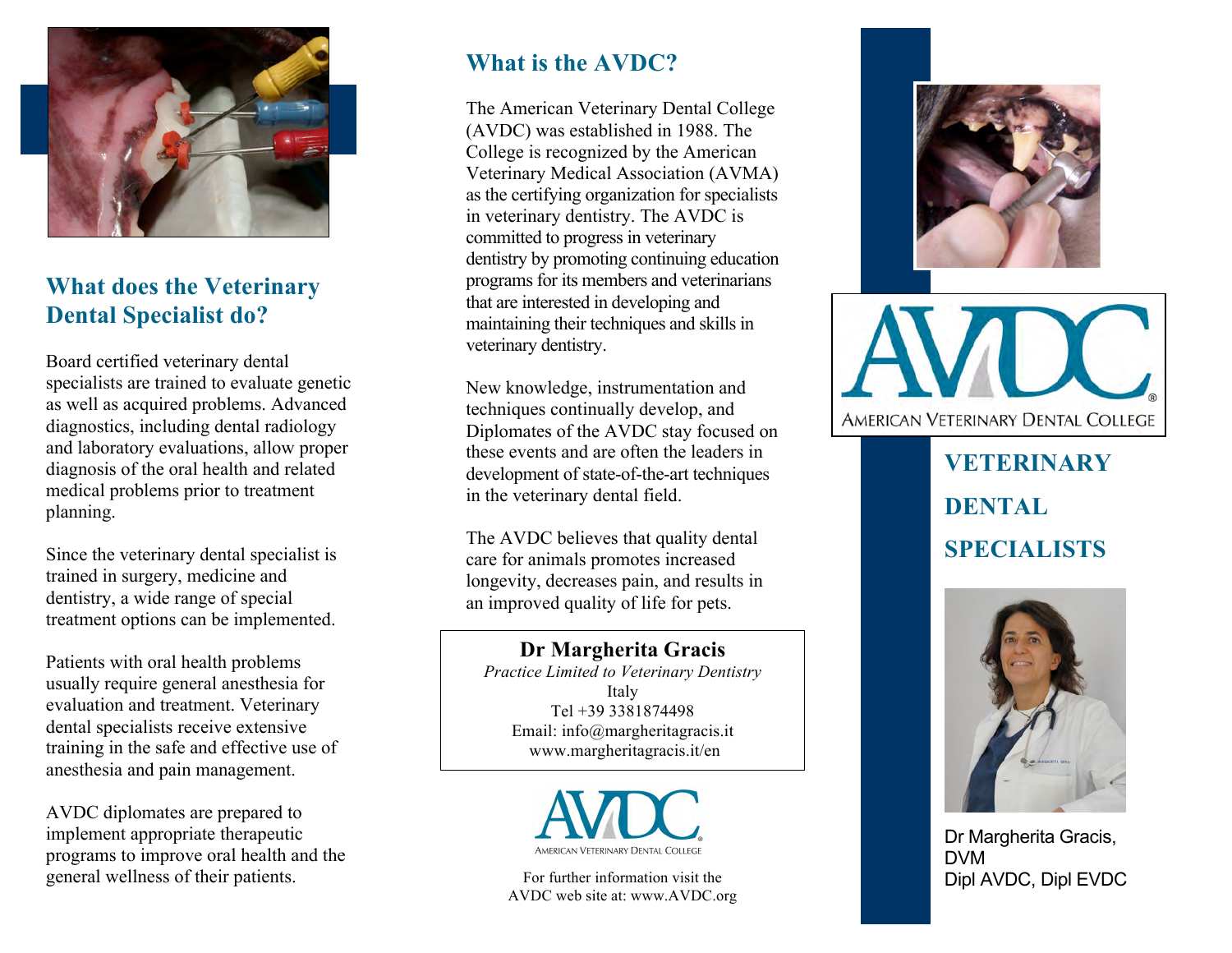## What does the Veterinary Dental Specialist do?

Board certified veterinary dental specialists are trained to evaluate genetic as well as acquired problems. Advanced diagnostics, including dental radiology and laboratory evaluations, allow proper diagnosis of the oral health and related medical problems prior to treatment planning.

Since the veterinary dental specialist is trained in surgery, medicine and dentistry, a wide range of special treatment options can be implemented.

Patients with oral health problems usually require general anesthesia for evaluation and treatment. Veterinary dental specialists receive extensive training in the safe and effective use of anesthesia and pain management.

AVDC diplomates are prepared to implement appropriate therapeutic programs to improve oral health and the general wellness of their patients.

## What is the AVDC?

The American Veterinary Dental College (AVDC) was established in 1988. The College is recognized by the American Veterinary Medical Association (AVMA) as the certifying organization for specialists in veterinary dentistry. The AVDC is committed to progress in veterinary dentistry by promoting continuing education programs for its members and veterinarians that are interested in developing and maintaining their techniques and skills in veterinary dentistry.

New knowledge, instrumentation and techniques continually develop, and Diplomates of the AVDC stay focused on these events and are often the leaders in development of state-of-the-art techniques in the veterinary dental field.

The AVDC believes that quality dental care for animals promotes increased longevity, decreases pain, and results in an improved quality of life for pets.

**Dr Margherita Gracis**
*Practice Limited to Veterinary Dentistry*
Italy
Tel +39 3381874498
Email: info@margheritagracis.it
www.margheritagracis.it/en

AVDC
AMERICAN VETERINARY DENTAL COLLEGE

For further information visit the AVDC web site at: www.AVDC.org

AVDC
AMERICAN VETERINARY DENTAL COLLEGE

# VETERINARY DENTAL SPECIALISTS

Dr Margherita Gracis, DVM
Dipl AVDC, Dipl EVDC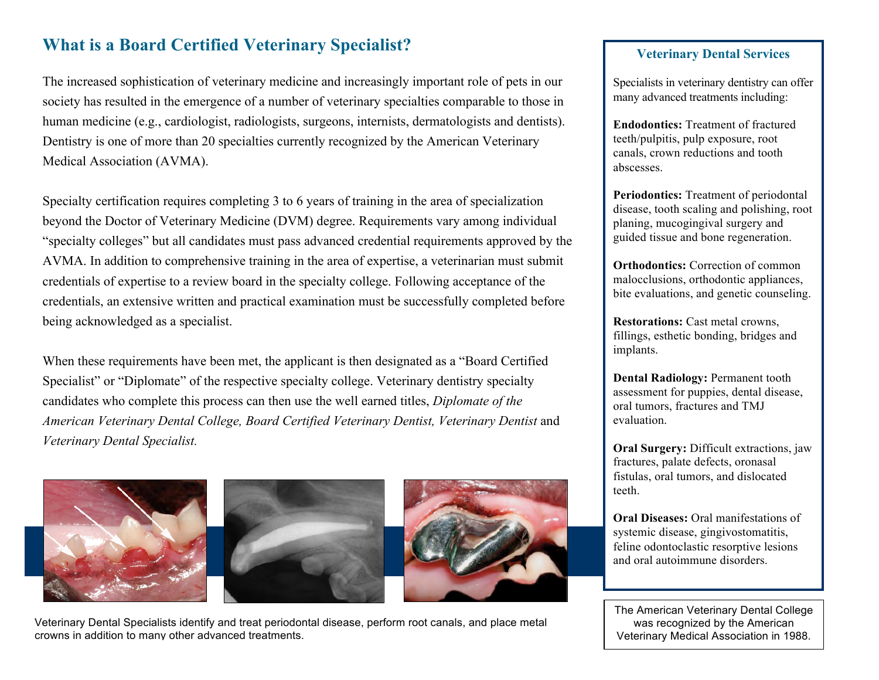# What is a Board Certified Veterinary Specialist?

The increased sophistication of veterinary medicine and increasingly important role of pets in our society has resulted in the emergence of a number of veterinary specialties comparable to those in human medicine (e.g., cardiologist, radiologists, surgeons, internists, dermatologists and dentists). Dentistry is one of more than 20 specialties currently recognized by the American Veterinary Medical Association (AVMA).

Specialty certification requires completing 3 to 6 years of training in the area of specialization beyond the Doctor of Veterinary Medicine (DVM) degree. Requirements vary among individual "specialty colleges" but all candidates must pass advanced credential requirements approved by the AVMA. In addition to comprehensive training in the area of expertise, a veterinarian must submit credentials of expertise to a review board in the specialty college. Following acceptance of the credentials, an extensive written and practical examination must be successfully completed before being acknowledged as a specialist.

When these requirements have been met, the applicant is then designated as a "Board Certified Specialist" or "Diplomate" of the respective specialty college. Veterinary dentistry specialty candidates who complete this process can then use the well earned titles, *Diplomate of the American Veterinary Dental College, Board Certified Veterinary Dentist, Veterinary Dentist* and *Veterinary Dental Specialist.*

Veterinary Dental Specialists identify and treat periodontal disease, perform root canals, and place metal crowns in addition to many other advanced treatments.

## Veterinary Dental Services

Specialists in veterinary dentistry can offer many advanced treatments including:

**Endodontics:** Treatment of fractured teeth/pulpitis, pulp exposure, root canals, crown reductions and tooth abscesses.

**Periodontics:** Treatment of periodontal disease, tooth scaling and polishing, root planing, mucogingival surgery and guided tissue and bone regeneration.

**Orthodontics:** Correction of common malocclusions, orthodontic appliances, bite evaluations, and genetic counseling.

**Restorations:** Cast metal crowns, fillings, esthetic bonding, bridges and implants.

**Dental Radiology:** Permanent tooth assessment for puppies, dental disease, oral tumors, fractures and TMJ evaluation.

**Oral Surgery:** Difficult extractions, jaw fractures, palate defects, oronasal fistulas, oral tumors, and dislocated teeth.

**Oral Diseases:** Oral manifestations of systemic disease, gingivostomatitis, feline odontoclastic resorptive lesions and oral autoimmune disorders.

The American Veterinary Dental College was recognized by the American Veterinary Medical Association in 1988.